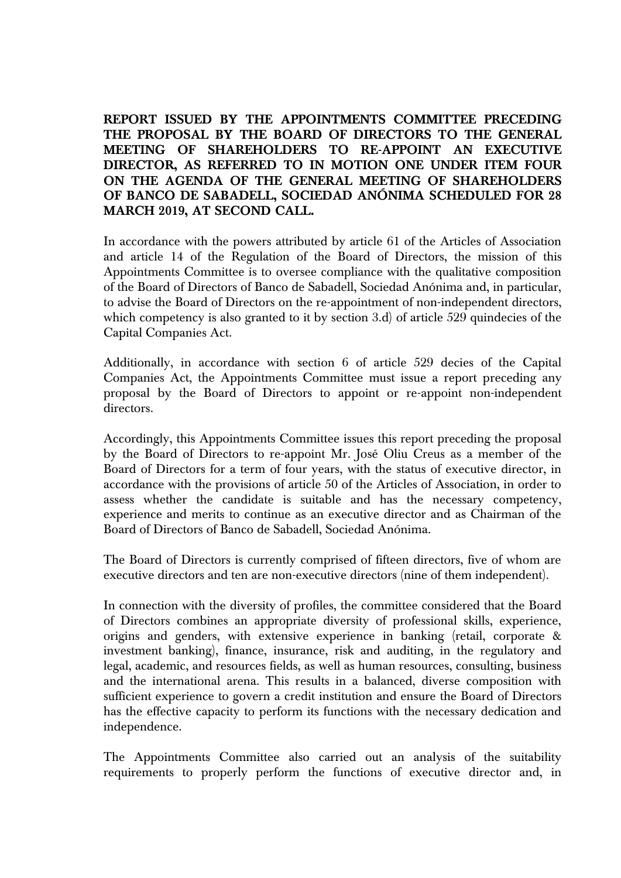**REPORT ISSUED BY THE APPOINTMENTS COMMITTEE PRECEDING THE PROPOSAL BY THE BOARD OF DIRECTORS TO THE GENERAL MEETING OF SHAREHOLDERS TO RE-APPOINT AN EXECUTIVE DIRECTOR, AS REFERRED TO IN MOTION ONE UNDER ITEM FOUR ON THE AGENDA OF THE GENERAL MEETING OF SHAREHOLDERS OF BANCO DE SABADELL, SOCIEDAD ANÓNIMA SCHEDULED FOR 28 MARCH 2019, AT SECOND CALL.**

In accordance with the powers attributed by article 61 of the Articles of Association and article 14 of the Regulation of the Board of Directors, the mission of this Appointments Committee is to oversee compliance with the qualitative composition of the Board of Directors of Banco de Sabadell, Sociedad Anónima and, in particular, to advise the Board of Directors on the re-appointment of non-independent directors, which competency is also granted to it by section 3.d) of article 529 quindecies of the Capital Companies Act.

Additionally, in accordance with section 6 of article 529 decies of the Capital Companies Act, the Appointments Committee must issue a report preceding any proposal by the Board of Directors to appoint or re-appoint non-independent directors.

Accordingly, this Appointments Committee issues this report preceding the proposal by the Board of Directors to re-appoint Mr. José Oliu Creus as a member of the Board of Directors for a term of four years, with the status of executive director, in accordance with the provisions of article 50 of the Articles of Association, in order to assess whether the candidate is suitable and has the necessary competency, experience and merits to continue as an executive director and as Chairman of the Board of Directors of Banco de Sabadell, Sociedad Anónima.

The Board of Directors is currently comprised of fifteen directors, five of whom are executive directors and ten are non-executive directors (nine of them independent).

In connection with the diversity of profiles, the committee considered that the Board of Directors combines an appropriate diversity of professional skills, experience, origins and genders, with extensive experience in banking (retail, corporate & investment banking), finance, insurance, risk and auditing, in the regulatory and legal, academic, and resources fields, as well as human resources, consulting, business and the international arena. This results in a balanced, diverse composition with sufficient experience to govern a credit institution and ensure the Board of Directors has the effective capacity to perform its functions with the necessary dedication and independence.

The Appointments Committee also carried out an analysis of the suitability requirements to properly perform the functions of executive director and, in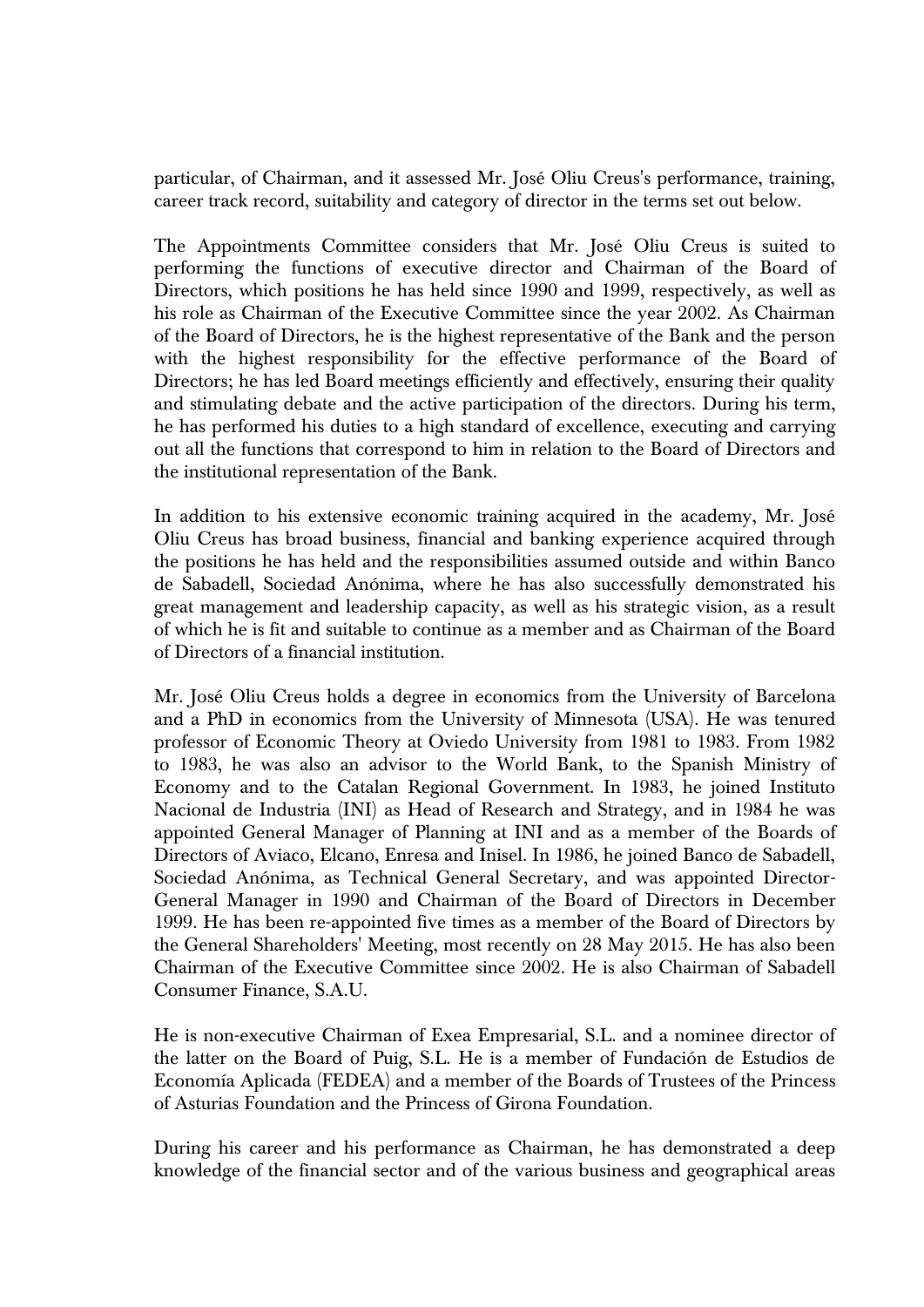particular, of Chairman, and it assessed Mr. José Oliu Creus's performance, training, career track record, suitability and category of director in the terms set out below.

The Appointments Committee considers that Mr. José Oliu Creus is suited to performing the functions of executive director and Chairman of the Board of Directors, which positions he has held since 1990 and 1999, respectively, as well as his role as Chairman of the Executive Committee since the year 2002. As Chairman of the Board of Directors, he is the highest representative of the Bank and the person with the highest responsibility for the effective performance of the Board of Directors; he has led Board meetings efficiently and effectively, ensuring their quality and stimulating debate and the active participation of the directors. During his term, he has performed his duties to a high standard of excellence, executing and carrying out all the functions that correspond to him in relation to the Board of Directors and the institutional representation of the Bank.

In addition to his extensive economic training acquired in the academy, Mr. José Oliu Creus has broad business, financial and banking experience acquired through the positions he has held and the responsibilities assumed outside and within Banco de Sabadell, Sociedad Anónima, where he has also successfully demonstrated his great management and leadership capacity, as well as his strategic vision, as a result of which he is fit and suitable to continue as a member and as Chairman of the Board of Directors of a financial institution.

Mr. José Oliu Creus holds a degree in economics from the University of Barcelona and a PhD in economics from the University of Minnesota (USA). He was tenured professor of Economic Theory at Oviedo University from 1981 to 1983. From 1982 to 1983, he was also an advisor to the World Bank, to the Spanish Ministry of Economy and to the Catalan Regional Government. In 1983, he joined Instituto Nacional de Industria (INI) as Head of Research and Strategy, and in 1984 he was appointed General Manager of Planning at INI and as a member of the Boards of Directors of Aviaco, Elcano, Enresa and Inisel. In 1986, he joined Banco de Sabadell, Sociedad Anónima, as Technical General Secretary, and was appointed Director-General Manager in 1990 and Chairman of the Board of Directors in December 1999. He has been re-appointed five times as a member of the Board of Directors by the General Shareholders' Meeting, most recently on 28 May 2015. He has also been Chairman of the Executive Committee since 2002. He is also Chairman of Sabadell Consumer Finance, S.A.U.

He is non-executive Chairman of Exea Empresarial, S.L. and a nominee director of the latter on the Board of Puig, S.L. He is a member of Fundación de Estudios de Economía Aplicada (FEDEA) and a member of the Boards of Trustees of the Princess of Asturias Foundation and the Princess of Girona Foundation.

During his career and his performance as Chairman, he has demonstrated a deep knowledge of the financial sector and of the various business and geographical areas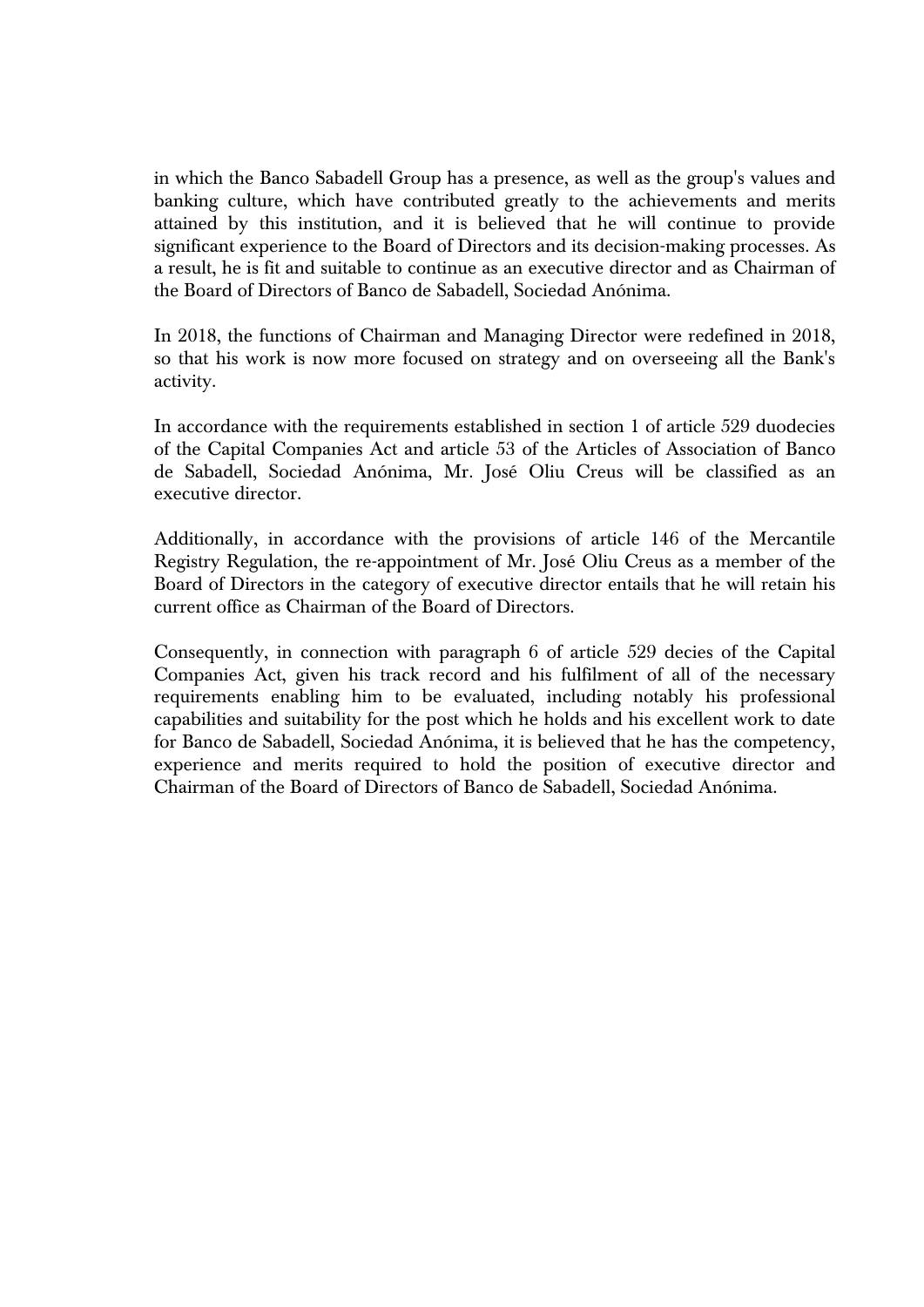in which the Banco Sabadell Group has a presence, as well as the group's values and banking culture, which have contributed greatly to the achievements and merits attained by this institution, and it is believed that he will continue to provide significant experience to the Board of Directors and its decision-making processes. As a result, he is fit and suitable to continue as an executive director and as Chairman of the Board of Directors of Banco de Sabadell, Sociedad Anónima.

In 2018, the functions of Chairman and Managing Director were redefined in 2018, so that his work is now more focused on strategy and on overseeing all the Bank's activity.

In accordance with the requirements established in section 1 of article 529 duodecies of the Capital Companies Act and article 53 of the Articles of Association of Banco de Sabadell, Sociedad Anónima, Mr. José Oliu Creus will be classified as an executive director.

Additionally, in accordance with the provisions of article 146 of the Mercantile Registry Regulation, the re-appointment of Mr. José Oliu Creus as a member of the Board of Directors in the category of executive director entails that he will retain his current office as Chairman of the Board of Directors.

Consequently, in connection with paragraph 6 of article 529 decies of the Capital Companies Act, given his track record and his fulfilment of all of the necessary requirements enabling him to be evaluated, including notably his professional capabilities and suitability for the post which he holds and his excellent work to date for Banco de Sabadell, Sociedad Anónima, it is believed that he has the competency, experience and merits required to hold the position of executive director and Chairman of the Board of Directors of Banco de Sabadell, Sociedad Anónima.